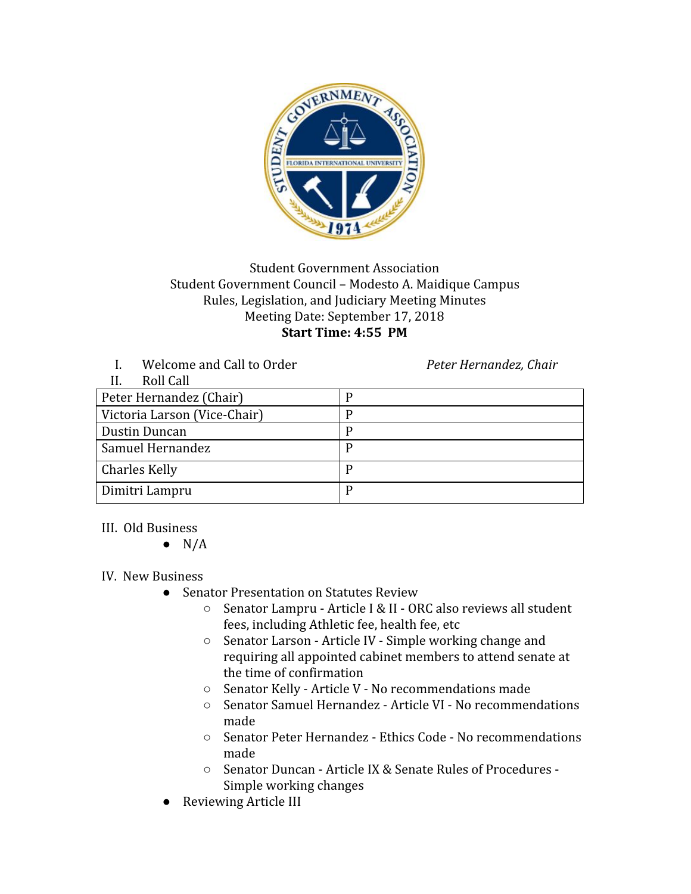Student Government Association
Student Government Council – Modesto A. Maidique Campus
Rules, Legislation, and Judiciary Meeting Minutes
Meeting Date: September 17, 2018
**Start Time: 4:55 PM**

I. Welcome and Call to Order — *Peter Hernandez, Chair*

II. Roll Call

| | |
|---|---|
| Peter Hernandez (Chair) | P |
| Victoria Larson (Vice-Chair) | P |
| Dustin Duncan | P |
| Samuel Hernandez | P |
| Charles Kelly | P |
| Dimitri Lampru | P |

III. Old Business

- N/A

IV. New Business

- Senator Presentation on Statutes Review
    - Senator Lampru - Article I & II - ORC also reviews all student fees, including Athletic fee, health fee, etc
    - Senator Larson - Article IV - Simple working change and requiring all appointed cabinet members to attend senate at the time of confirmation
    - Senator Kelly - Article V - No recommendations made
    - Senator Samuel Hernandez - Article VI - No recommendations made
    - Senator Peter Hernandez - Ethics Code - No recommendations made
    - Senator Duncan - Article IX & Senate Rules of Procedures - Simple working changes
- Reviewing Article III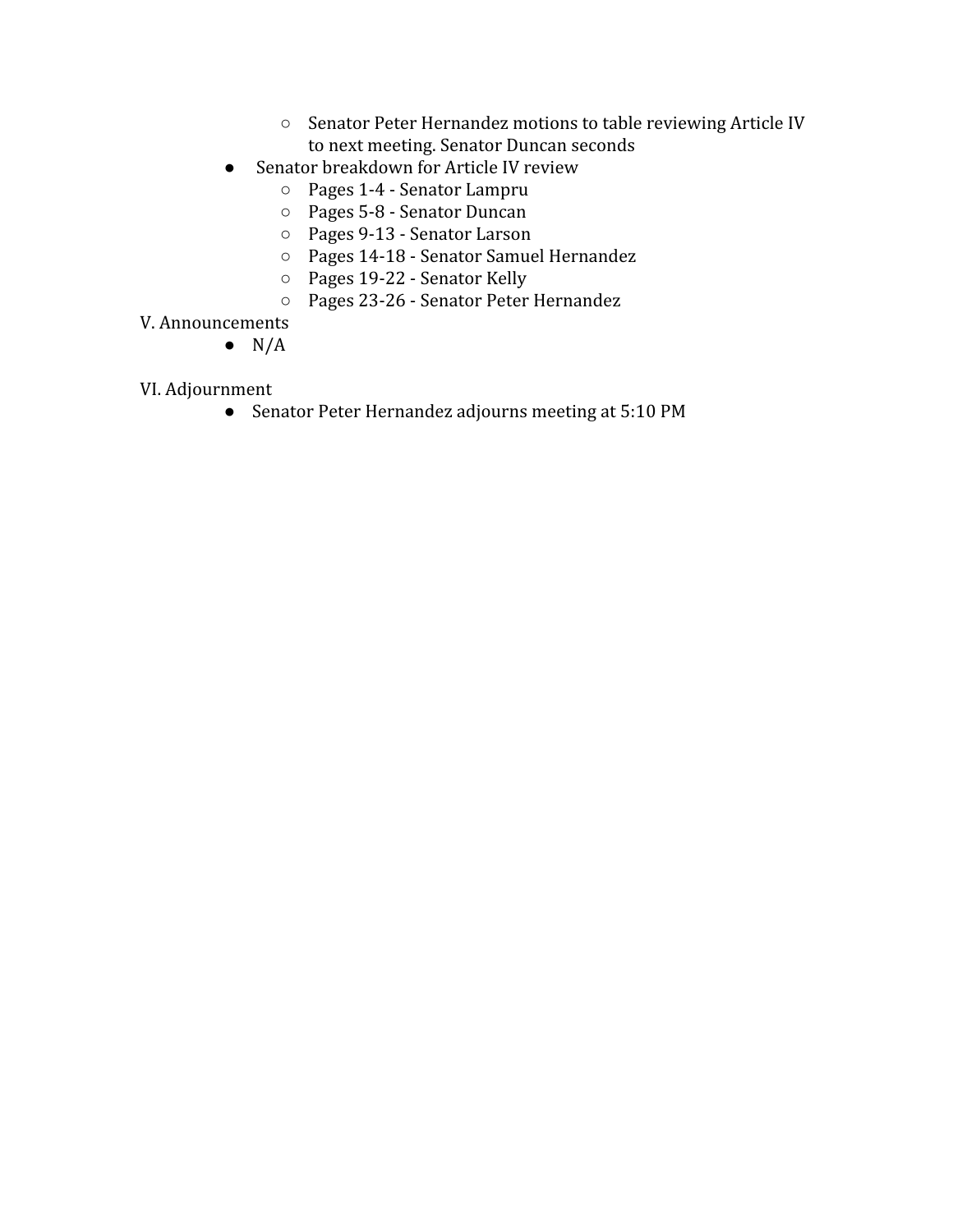- Senator Peter Hernandez motions to table reviewing Article IV to next meeting. Senator Duncan seconds
- Senator breakdown for Article IV review
    - Pages 1-4 - Senator Lampru
    - Pages 5-8 - Senator Duncan
    - Pages 9-13 - Senator Larson
    - Pages 14-18 - Senator Samuel Hernandez
    - Pages 19-22 - Senator Kelly
    - Pages 23-26 - Senator Peter Hernandez

V. Announcements

- N/A

VI. Adjournment

- Senator Peter Hernandez adjourns meeting at 5:10 PM